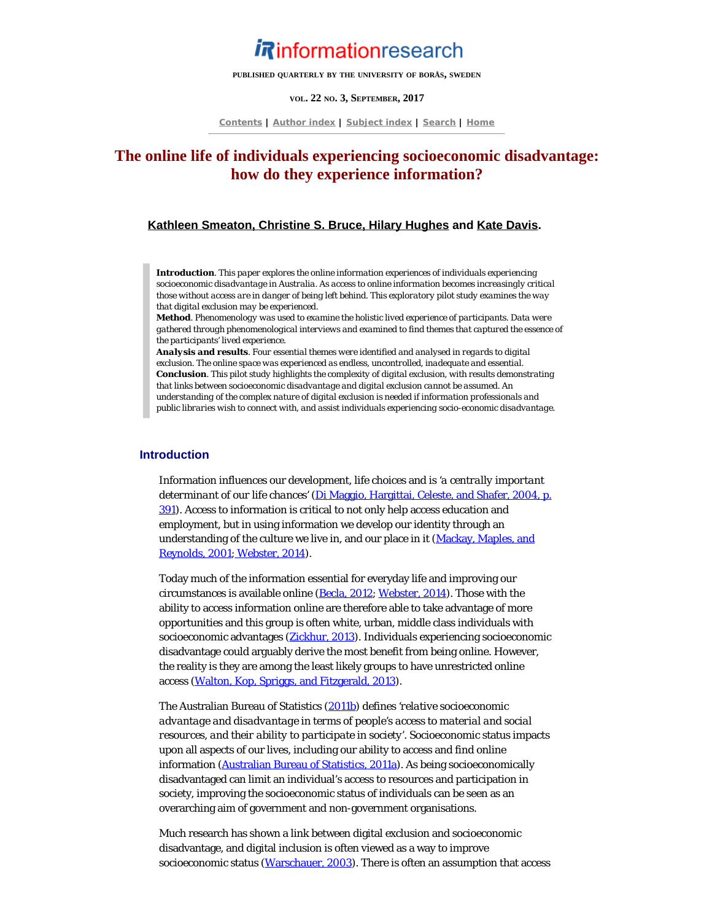informationresearch

PUBLISHED QUARTERLY BY THE UNIVERSITY OF BORÅS, SWEDEN

VOL. 22 NO. 3, SEPTEMBER, 2017

Contents | Author index | Subject index | Search | Home

# The online life of individuals experiencing socioeconomic disadvantage: how do they experience information?

**Kathleen Smeaton, Christine S. Bruce, Hilary Hughes and Kate Davis.**

> **Introduction**. *This paper explores the online information experiences of individuals experiencing socioeconomic disadvantage in Australia. As access to online information becomes increasingly critical those without access are in danger of being left behind. This exploratory pilot study examines the way that digital exclusion may be experienced.*
> **Method**. *Phenomenology was used to examine the holistic lived experience of participants. Data were gathered through phenomenological interviews and examined to find themes that captured the essence of the participants' lived experience.*
> **Analysis and results**. *Four essential themes were identified and analysed in regards to digital exclusion. The online space was experienced as endless, uncontrolled, inadequate and essential.*
> **Conclusion**. *This pilot study highlights the complexity of digital exclusion, with results demonstrating that links between socioeconomic disadvantage and digital exclusion cannot be assumed. An understanding of the complex nature of digital exclusion is needed if information professionals and public libraries wish to connect with, and assist individuals experiencing socio-economic disadvantage.*

## Introduction

Information influences our development, life choices and is '*a centrally important determinant of our life chances*' (Di Maggio, Hargittai, Celeste, and Shafer, 2004, p. 391). Access to information is critical to not only help access education and employment, but in using information we develop our identity through an understanding of the culture we live in, and our place in it (Mackay, Maples, and Reynolds, 2001; Webster, 2014).

Today much of the information essential for everyday life and improving our circumstances is available online (Becla, 2012; Webster, 2014). Those with the ability to access information online are therefore able to take advantage of more opportunities and this group is often white, urban, middle class individuals with socioeconomic advantages (Zickhur, 2013). Individuals experiencing socioeconomic disadvantage could arguably derive the most benefit from being online. However, the reality is they are among the least likely groups to have unrestricted online access (Walton, Kop, Spriggs, and Fitzgerald, 2013).

The Australian Bureau of Statistics (2011b) defines '*relative socioeconomic advantage and disadvantage in terms of people's access to material and social resources, and their ability to participate in society*'. Socioeconomic status impacts upon all aspects of our lives, including our ability to access and find online information (Australian Bureau of Statistics, 2011a). As being socioeconomically disadvantaged can limit an individual's access to resources and participation in society, improving the socioeconomic status of individuals can be seen as an overarching aim of government and non-government organisations.

Much research has shown a link between digital exclusion and socioeconomic disadvantage, and digital inclusion is often viewed as a way to improve socioeconomic status (Warschauer, 2003). There is often an assumption that access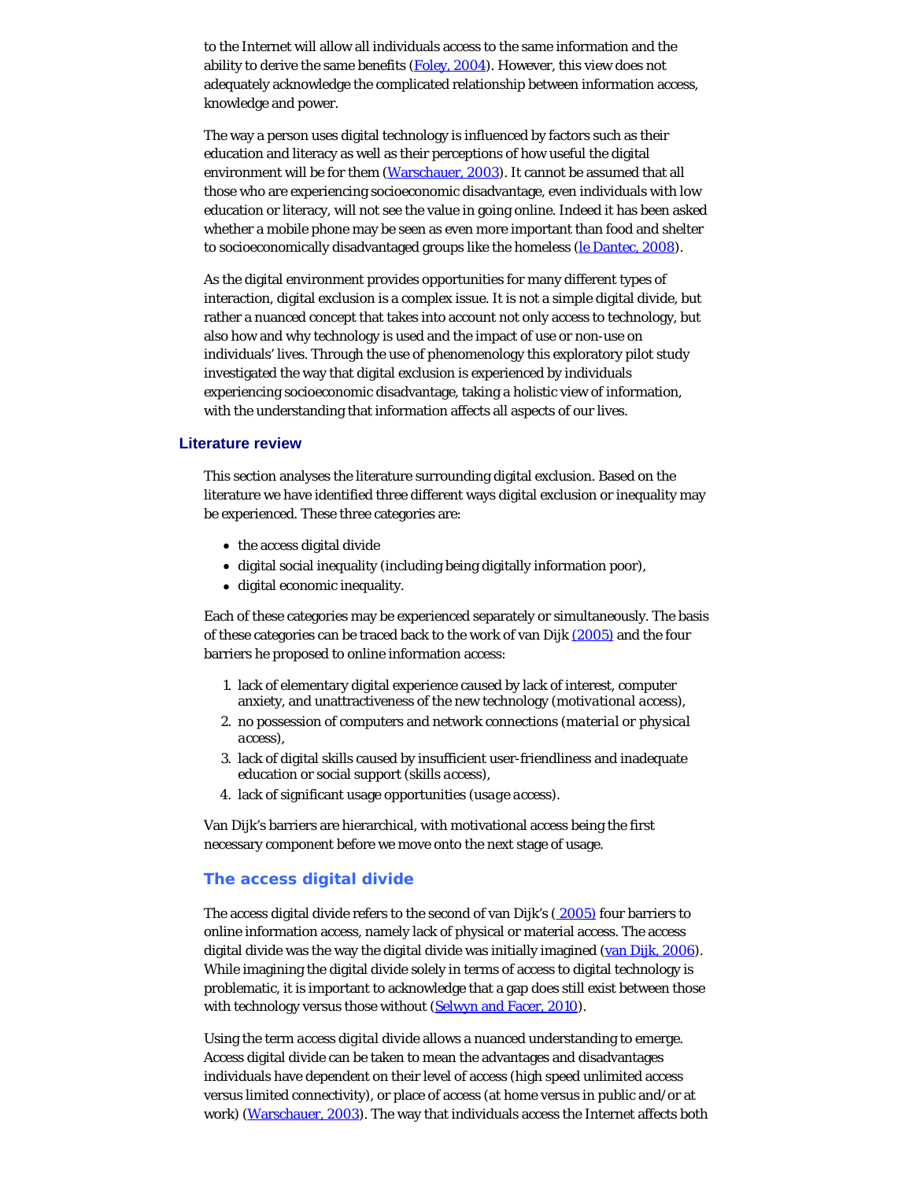to the Internet will allow all individuals access to the same information and the ability to derive the same benefits (Foley, 2004). However, this view does not adequately acknowledge the complicated relationship between information access, knowledge and power.

The way a person uses digital technology is influenced by factors such as their education and literacy as well as their perceptions of how useful the digital environment will be for them (Warschauer, 2003). It cannot be assumed that all those who are experiencing socioeconomic disadvantage, even individuals with low education or literacy, will not see the value in going online. Indeed it has been asked whether a mobile phone may be seen as even more important than food and shelter to socioeconomically disadvantaged groups like the homeless (le Dantec, 2008).

As the digital environment provides opportunities for many different types of interaction, digital exclusion is a complex issue. It is not a simple digital divide, but rather a nuanced concept that takes into account not only access to technology, but also how and why technology is used and the impact of use or non-use on individuals' lives. Through the use of phenomenology this exploratory pilot study investigated the way that digital exclusion is experienced by individuals experiencing socioeconomic disadvantage, taking a holistic view of information, with the understanding that information affects all aspects of our lives.

## Literature review

This section analyses the literature surrounding digital exclusion. Based on the literature we have identified three different ways digital exclusion or inequality may be experienced. These three categories are:

- the access digital divide
- digital social inequality (including being digitally information poor),
- digital economic inequality.

Each of these categories may be experienced separately or simultaneously. The basis of these categories can be traced back to the work of van Dijk (2005) and the four barriers he proposed to online information access:

1. lack of elementary digital experience caused by lack of interest, computer anxiety, and unattractiveness of the new technology (*motivational access*),
2. no possession of computers and network connections (*material or physical access*),
3. lack of digital skills caused by insufficient user-friendliness and inadequate education or social support (*skills access*),
4. lack of significant usage opportunities (*usage access*).

Van Dijk's barriers are hierarchical, with motivational access being the first necessary component before we move onto the next stage of usage.

### The access digital divide

The access digital divide refers to the second of van Dijk's ( 2005) four barriers to online information access, namely lack of physical or material access. The access digital divide was the way the digital divide was initially imagined (van Dijk, 2006). While imagining the digital divide solely in terms of access to digital technology is problematic, it is important to acknowledge that a gap does still exist between those with technology versus those without (Selwyn and Facer, 2010).

Using the term *access digital divide* allows a nuanced understanding to emerge. Access digital divide can be taken to mean the advantages and disadvantages individuals have dependent on their level of access (high speed unlimited access versus limited connectivity), or place of access (at home versus in public and/or at work) (Warschauer, 2003). The way that individuals access the Internet affects both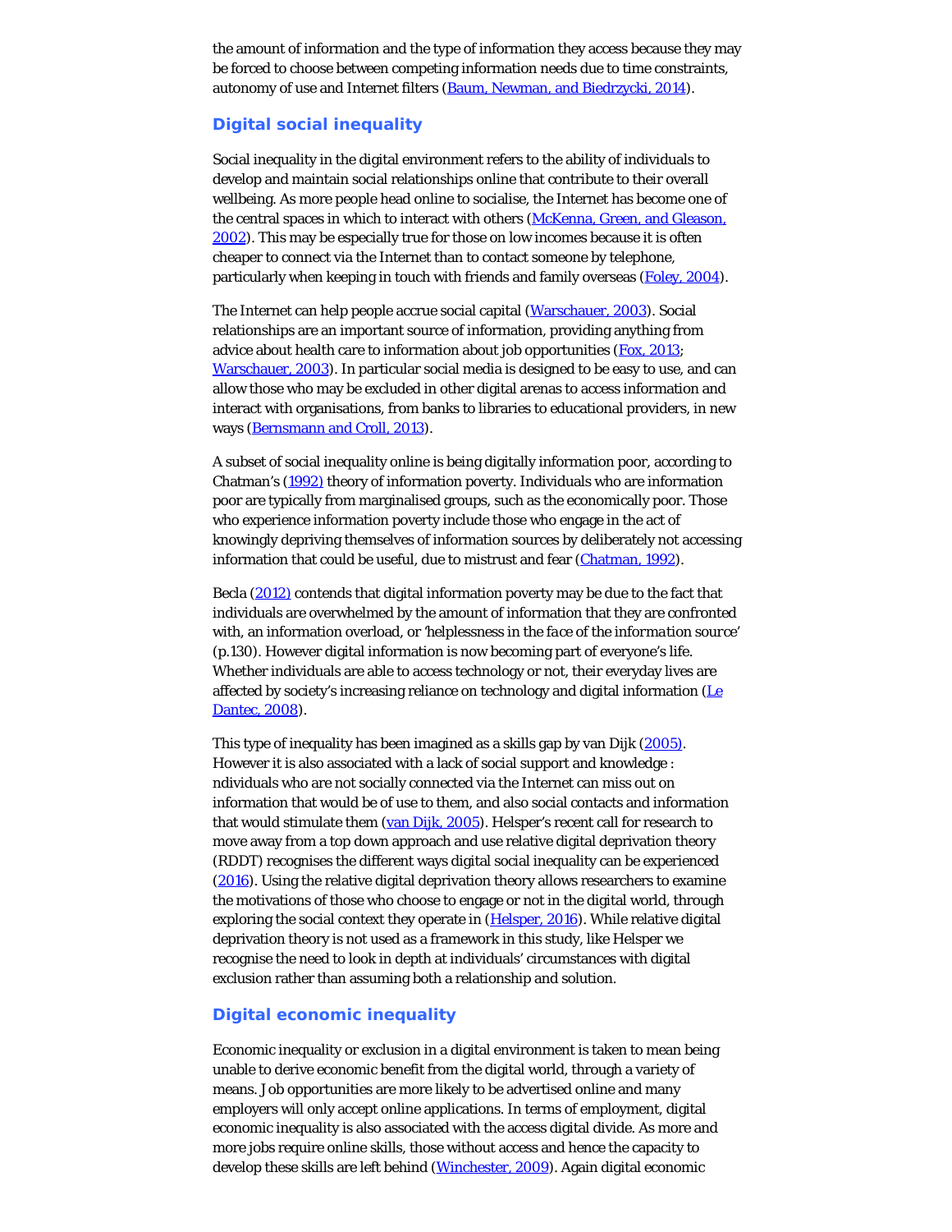the amount of information and the type of information they access because they may be forced to choose between competing information needs due to time constraints, autonomy of use and Internet filters (Baum, Newman, and Biedrzycki, 2014).

## Digital social inequality

Social inequality in the digital environment refers to the ability of individuals to develop and maintain social relationships online that contribute to their overall wellbeing. As more people head online to socialise, the Internet has become one of the central spaces in which to interact with others (McKenna, Green, and Gleason, 2002). This may be especially true for those on low incomes because it is often cheaper to connect via the Internet than to contact someone by telephone, particularly when keeping in touch with friends and family overseas (Foley, 2004).

The Internet can help people accrue social capital (Warschauer, 2003). Social relationships are an important source of information, providing anything from advice about health care to information about job opportunities (Fox, 2013; Warschauer, 2003). In particular social media is designed to be easy to use, and can allow those who may be excluded in other digital arenas to access information and interact with organisations, from banks to libraries to educational providers, in new ways (Bernsmann and Croll, 2013).

A subset of social inequality online is being digitally information poor, according to Chatman's (1992) theory of information poverty. Individuals who are information poor are typically from marginalised groups, such as the economically poor. Those who experience information poverty include those who engage in the act of knowingly depriving themselves of information sources by deliberately not accessing information that could be useful, due to mistrust and fear (Chatman, 1992).

Becla (2012) contends that digital information poverty may be due to the fact that individuals are overwhelmed by the amount of information that they are confronted with, an information overload, or '*helplessness in the face of the information source*' (p.130). However digital information is now becoming part of everyone's life. Whether individuals are able to access technology or not, their everyday lives are affected by society's increasing reliance on technology and digital information (Le Dantec, 2008).

This type of inequality has been imagined as a skills gap by van Dijk (2005). However it is also associated with a lack of social support and knowledge : ndividuals who are not socially connected via the Internet can miss out on information that would be of use to them, and also social contacts and information that would stimulate them (van Dijk, 2005). Helsper's recent call for research to move away from a top down approach and use relative digital deprivation theory (RDDT) recognises the different ways digital social inequality can be experienced (2016). Using the relative digital deprivation theory allows researchers to examine the motivations of those who choose to engage or not in the digital world, through exploring the social context they operate in (Helsper, 2016). While relative digital deprivation theory is not used as a framework in this study, like Helsper we recognise the need to look in depth at individuals' circumstances with digital exclusion rather than assuming both a relationship and solution.

## Digital economic inequality

Economic inequality or exclusion in a digital environment is taken to mean being unable to derive economic benefit from the digital world, through a variety of means. Job opportunities are more likely to be advertised online and many employers will only accept online applications. In terms of employment, digital economic inequality is also associated with the access digital divide. As more and more jobs require online skills, those without access and hence the capacity to develop these skills are left behind (Winchester, 2009). Again digital economic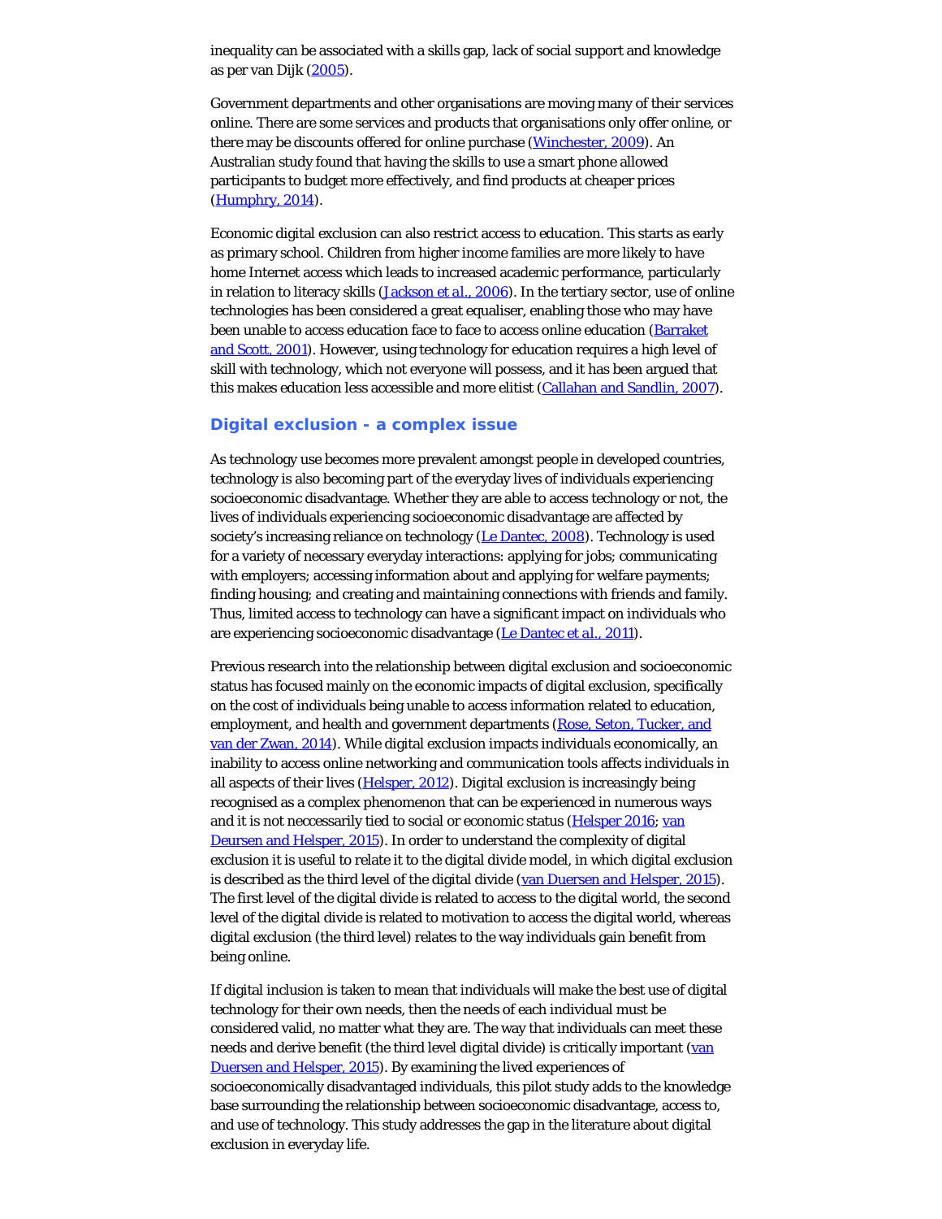inequality can be associated with a skills gap, lack of social support and knowledge as per van Dijk (2005).

Government departments and other organisations are moving many of their services online. There are some services and products that organisations only offer online, or there may be discounts offered for online purchase (Winchester, 2009). An Australian study found that having the skills to use a smart phone allowed participants to budget more effectively, and find products at cheaper prices (Humphry, 2014).

Economic digital exclusion can also restrict access to education. This starts as early as primary school. Children from higher income families are more likely to have home Internet access which leads to increased academic performance, particularly in relation to literacy skills (Jackson et al., 2006). In the tertiary sector, use of online technologies has been considered a great equaliser, enabling those who may have been unable to access education face to face to access online education (Barraket and Scott, 2001). However, using technology for education requires a high level of skill with technology, which not everyone will possess, and it has been argued that this makes education less accessible and more elitist (Callahan and Sandlin, 2007).

## Digital exclusion - a complex issue

As technology use becomes more prevalent amongst people in developed countries, technology is also becoming part of the everyday lives of individuals experiencing socioeconomic disadvantage. Whether they are able to access technology or not, the lives of individuals experiencing socioeconomic disadvantage are affected by society's increasing reliance on technology (Le Dantec, 2008). Technology is used for a variety of necessary everyday interactions: applying for jobs; communicating with employers; accessing information about and applying for welfare payments; finding housing; and creating and maintaining connections with friends and family. Thus, limited access to technology can have a significant impact on individuals who are experiencing socioeconomic disadvantage (Le Dantec et al., 2011).

Previous research into the relationship between digital exclusion and socioeconomic status has focused mainly on the economic impacts of digital exclusion, specifically on the cost of individuals being unable to access information related to education, employment, and health and government departments (Rose, Seton, Tucker, and van der Zwan, 2014). While digital exclusion impacts individuals economically, an inability to access online networking and communication tools affects individuals in all aspects of their lives (Helsper, 2012). Digital exclusion is increasingly being recognised as a complex phenomenon that can be experienced in numerous ways and it is not neccessarily tied to social or economic status (Helsper 2016; van Deursen and Helsper, 2015). In order to understand the complexity of digital exclusion it is useful to relate it to the digital divide model, in which digital exclusion is described as the third level of the digital divide (van Duersen and Helsper, 2015). The first level of the digital divide is related to access to the digital world, the second level of the digital divide is related to motivation to access the digital world, whereas digital exclusion (the third level) relates to the way individuals gain benefit from being online.

If digital inclusion is taken to mean that individuals will make the best use of digital technology for their own needs, then the needs of each individual must be considered valid, no matter what they are. The way that individuals can meet these needs and derive benefit (the third level digital divide) is critically important (van Duersen and Helsper, 2015). By examining the lived experiences of socioeconomically disadvantaged individuals, this pilot study adds to the knowledge base surrounding the relationship between socioeconomic disadvantage, access to, and use of technology. This study addresses the gap in the literature about digital exclusion in everyday life.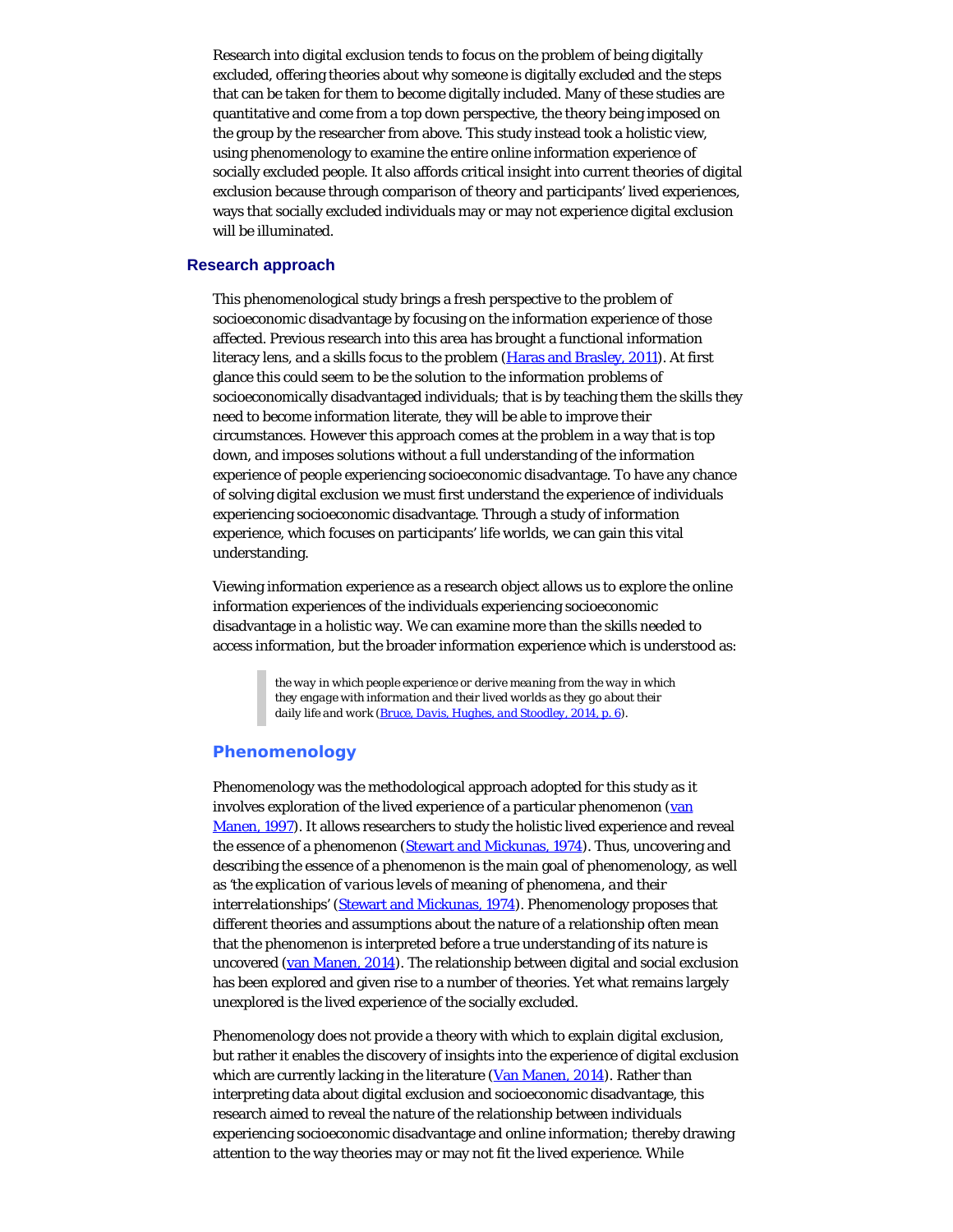Research into digital exclusion tends to focus on the problem of being digitally excluded, offering theories about why someone is digitally excluded and the steps that can be taken for them to become digitally included. Many of these studies are quantitative and come from a top down perspective, the theory being imposed on the group by the researcher from above. This study instead took a holistic view, using phenomenology to examine the entire online information experience of socially excluded people. It also affords critical insight into current theories of digital exclusion because through comparison of theory and participants' lived experiences, ways that socially excluded individuals may or may not experience digital exclusion will be illuminated.

## Research approach

This phenomenological study brings a fresh perspective to the problem of socioeconomic disadvantage by focusing on the information experience of those affected. Previous research into this area has brought a functional information literacy lens, and a skills focus to the problem (Haras and Brasley, 2011). At first glance this could seem to be the solution to the information problems of socioeconomically disadvantaged individuals; that is by teaching them the skills they need to become information literate, they will be able to improve their circumstances. However this approach comes at the problem in a way that is top down, and imposes solutions without a full understanding of the information experience of people experiencing socioeconomic disadvantage. To have any chance of solving digital exclusion we must first understand the experience of individuals experiencing socioeconomic disadvantage. Through a study of information experience, which focuses on participants' life worlds, we can gain this vital understanding.

Viewing information experience as a research object allows us to explore the online information experiences of the individuals experiencing socioeconomic disadvantage in a holistic way. We can examine more than the skills needed to access information, but the broader information experience which is understood as:

> *the way in which people experience or derive meaning from the way in which they engage with information and their lived worlds as they go about their daily life and work* (Bruce, Davis, Hughes, and Stoodley, 2014, p. 6).

### Phenomenology

Phenomenology was the methodological approach adopted for this study as it involves exploration of the lived experience of a particular phenomenon (van Manen, 1997). It allows researchers to study the holistic lived experience and reveal the essence of a phenomenon (Stewart and Mickunas, 1974). Thus, uncovering and describing the essence of a phenomenon is the main goal of phenomenology, as well as '*the explication of various levels of meaning of phenomena, and their interrelationships*' (Stewart and Mickunas, 1974). Phenomenology proposes that different theories and assumptions about the nature of a relationship often mean that the phenomenon is interpreted before a true understanding of its nature is uncovered (van Manen, 2014). The relationship between digital and social exclusion has been explored and given rise to a number of theories. Yet what remains largely unexplored is the lived experience of the socially excluded.

Phenomenology does not provide a theory with which to explain digital exclusion, but rather it enables the discovery of insights into the experience of digital exclusion which are currently lacking in the literature (Van Manen, 2014). Rather than interpreting data about digital exclusion and socioeconomic disadvantage, this research aimed to reveal the nature of the relationship between individuals experiencing socioeconomic disadvantage and online information; thereby drawing attention to the way theories may or may not fit the lived experience. While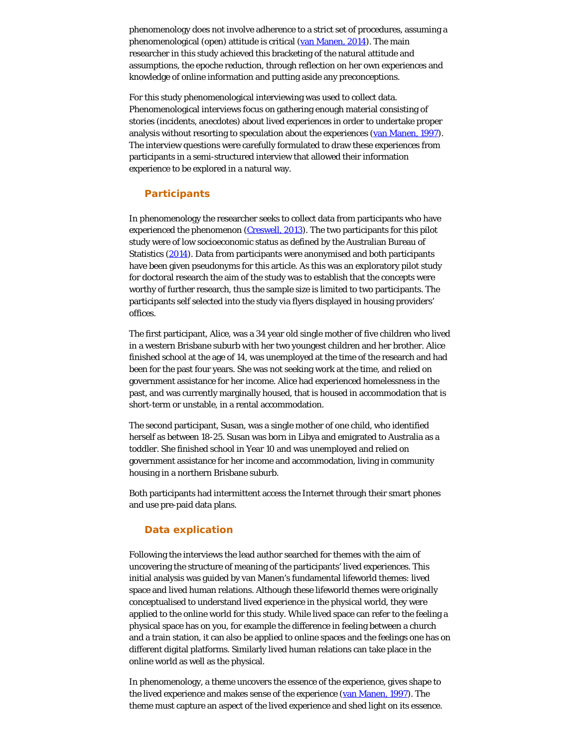phenomenology does not involve adherence to a strict set of procedures, assuming a phenomenological (open) attitude is critical (van Manen, 2014). The main researcher in this study achieved this bracketing of the natural attitude and assumptions, the epoche reduction, through reflection on her own experiences and knowledge of online information and putting aside any preconceptions.

For this study phenomenological interviewing was used to collect data. Phenomenological interviews focus on gathering enough material consisting of stories (incidents, anecdotes) about lived experiences in order to undertake proper analysis without resorting to speculation about the experiences (van Manen, 1997). The interview questions were carefully formulated to draw these experiences from participants in a semi-structured interview that allowed their information experience to be explored in a natural way.

## Participants

In phenomenology the researcher seeks to collect data from participants who have experienced the phenomenon (Creswell, 2013). The two participants for this pilot study were of low socioeconomic status as defined by the Australian Bureau of Statistics (2014). Data from participants were anonymised and both participants have been given pseudonyms for this article. As this was an exploratory pilot study for doctoral research the aim of the study was to establish that the concepts were worthy of further research, thus the sample size is limited to two participants. The participants self selected into the study via flyers displayed in housing providers' offices.

The first participant, Alice, was a 34 year old single mother of five children who lived in a western Brisbane suburb with her two youngest children and her brother. Alice finished school at the age of 14, was unemployed at the time of the research and had been for the past four years. She was not seeking work at the time, and relied on government assistance for her income. Alice had experienced homelessness in the past, and was currently marginally housed, that is housed in accommodation that is short-term or unstable, in a rental accommodation.

The second participant, Susan, was a single mother of one child, who identified herself as between 18-25. Susan was born in Libya and emigrated to Australia as a toddler. She finished school in Year 10 and was unemployed and relied on government assistance for her income and accommodation, living in community housing in a northern Brisbane suburb.

Both participants had intermittent access the Internet through their smart phones and use pre-paid data plans.

## Data explication

Following the interviews the lead author searched for themes with the aim of uncovering the structure of meaning of the participants' lived experiences. This initial analysis was guided by van Manen's fundamental lifeworld themes: lived space and lived human relations. Although these lifeworld themes were originally conceptualised to understand lived experience in the physical world, they were applied to the online world for this study. While lived space can refer to the feeling a physical space has on you, for example the difference in feeling between a church and a train station, it can also be applied to online spaces and the feelings one has on different digital platforms. Similarly lived human relations can take place in the online world as well as the physical.

In phenomenology, a theme uncovers the essence of the experience, gives shape to the lived experience and makes sense of the experience (van Manen, 1997). The theme must capture an aspect of the lived experience and shed light on its essence.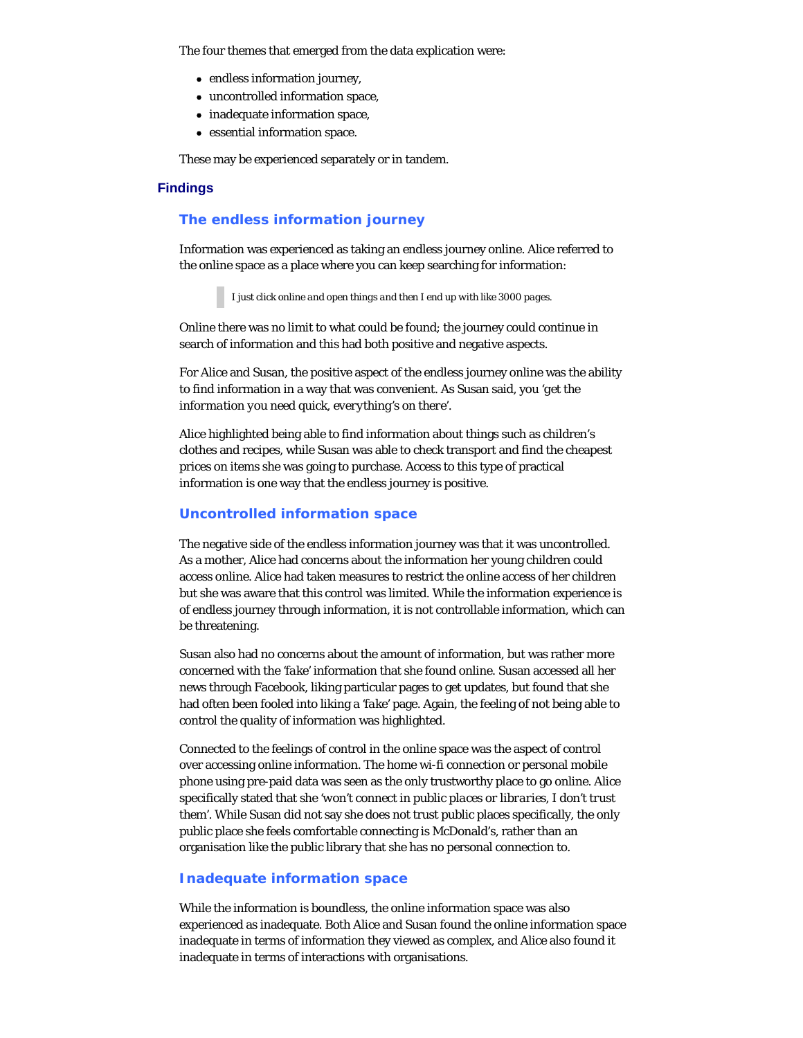The four themes that emerged from the data explication were:

- endless information journey,
- uncontrolled information space,
- inadequate information space,
- essential information space.

These may be experienced separately or in tandem.

## Findings

### The endless information journey

Information was experienced as taking an endless journey online. Alice referred to the online space as a place where you can keep searching for information:

> *I just click online and open things and then I end up with like 3000 pages.*

Online there was no limit to what could be found; the journey could continue in search of information and this had both positive and negative aspects.

For Alice and Susan, the positive aspect of the endless journey online was the ability to find information in a way that was convenient. As Susan said, you '*get the information you need quick, everything's on there*'.

Alice highlighted being able to find information about things such as children's clothes and recipes, while Susan was able to check transport and find the cheapest prices on items she was going to purchase. Access to this type of practical information is one way that the endless journey is positive.

### Uncontrolled information space

The negative side of the endless information journey was that it was uncontrolled. As a mother, Alice had concerns about the information her young children could access online. Alice had taken measures to restrict the online access of her children but she was aware that this control was limited. While the information experience is of endless journey through information, it is not controllable information, which can be threatening.

Susan also had no concerns about the amount of information, but was rather more concerned with the '*fake*' information that she found online. Susan accessed all her news through Facebook, liking particular pages to get updates, but found that she had often been fooled into liking a '*fake*' page. Again, the feeling of not being able to control the quality of information was highlighted.

Connected to the feelings of control in the online space was the aspect of control over accessing online information. The home wi-fi connection or personal mobile phone using pre-paid data was seen as the only trustworthy place to go online. Alice specifically stated that she '*won't connect in public places or libraries, I don't trust them*'. While Susan did not say she does not trust public places specifically, the only public place she feels comfortable connecting is McDonald's, rather than an organisation like the public library that she has no personal connection to.

### Inadequate information space

While the information is boundless, the online information space was also experienced as inadequate. Both Alice and Susan found the online information space inadequate in terms of information they viewed as complex, and Alice also found it inadequate in terms of interactions with organisations.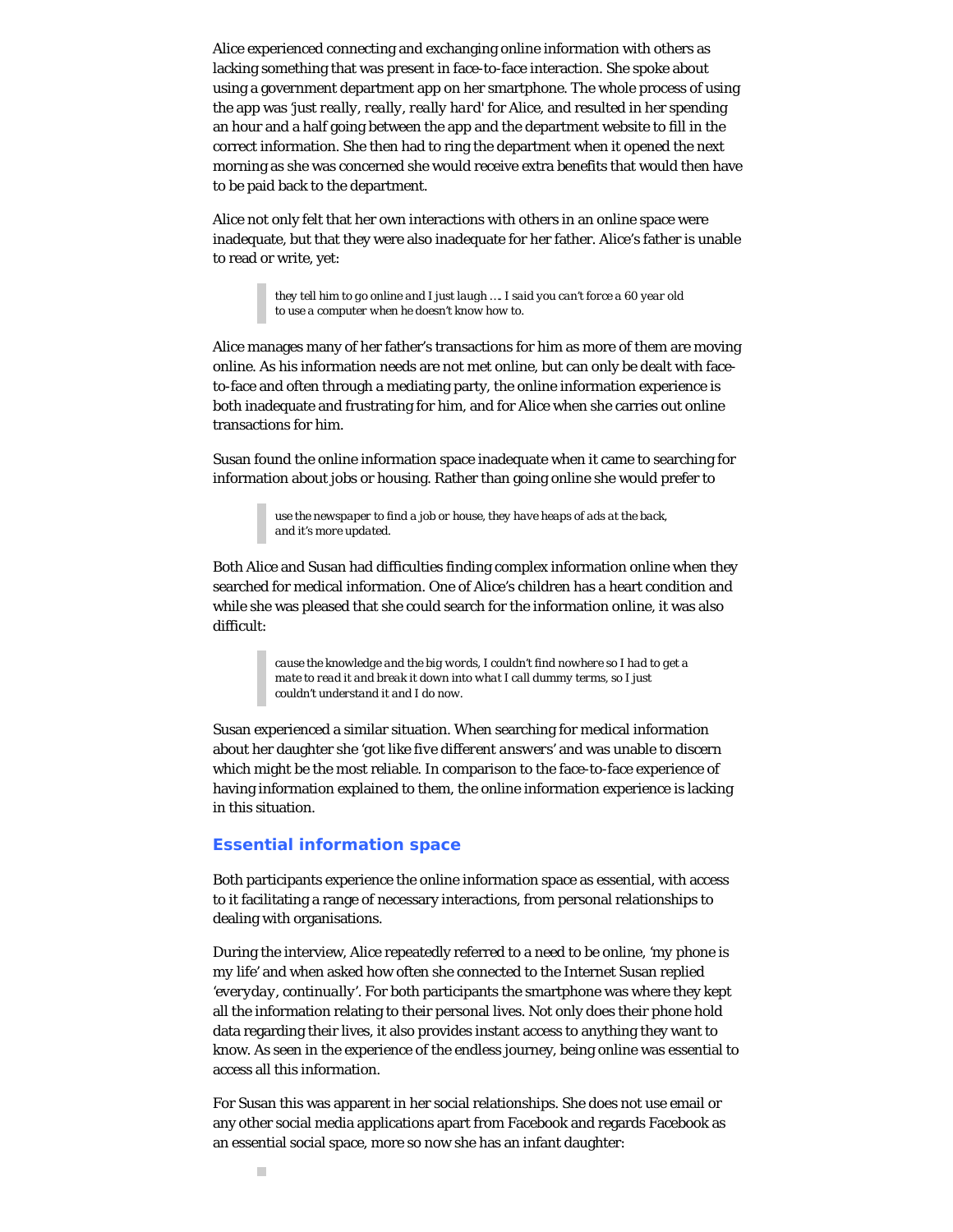Alice experienced connecting and exchanging online information with others as lacking something that was present in face-to-face interaction. She spoke about using a government department app on her smartphone. The whole process of using the app was *'just really, really, really hard'* for Alice, and resulted in her spending an hour and a half going between the app and the department website to fill in the correct information. She then had to ring the department when it opened the next morning as she was concerned she would receive extra benefits that would then have to be paid back to the department.

Alice not only felt that her own interactions with others in an online space were inadequate, but that they were also inadequate for her father. Alice's father is unable to read or write, yet:

> *they tell him to go online and I just laugh …. I said you can't force a 60 year old to use a computer when he doesn't know how to.*

Alice manages many of her father's transactions for him as more of them are moving online. As his information needs are not met online, but can only be dealt with face-to-face and often through a mediating party, the online information experience is both inadequate and frustrating for him, and for Alice when she carries out online transactions for him.

Susan found the online information space inadequate when it came to searching for information about jobs or housing. Rather than going online she would prefer to

> *use the newspaper to find a job or house, they have heaps of ads at the back, and it's more updated.*

Both Alice and Susan had difficulties finding complex information online when they searched for medical information. One of Alice's children has a heart condition and while she was pleased that she could search for the information online, it was also difficult:

> *cause the knowledge and the big words, I couldn't find nowhere so I had to get a mate to read it and break it down into what I call dummy terms, so I just couldn't understand it and I do now.*

Susan experienced a similar situation. When searching for medical information about her daughter she *'got like five different answers'* and was unable to discern which might be the most reliable. In comparison to the face-to-face experience of having information explained to them, the online information experience is lacking in this situation.

## Essential information space

Both participants experience the online information space as essential, with access to it facilitating a range of necessary interactions, from personal relationships to dealing with organisations.

During the interview, Alice repeatedly referred to a need to be online, *'my phone is my life'* and when asked how often she connected to the Internet Susan replied *'everyday, continually'*. For both participants the smartphone was where they kept all the information relating to their personal lives. Not only does their phone hold data regarding their lives, it also provides instant access to anything they want to know. As seen in the experience of the endless journey, being online was essential to access all this information.

For Susan this was apparent in her social relationships. She does not use email or any other social media applications apart from Facebook and regards Facebook as an essential social space, more so now she has an infant daughter: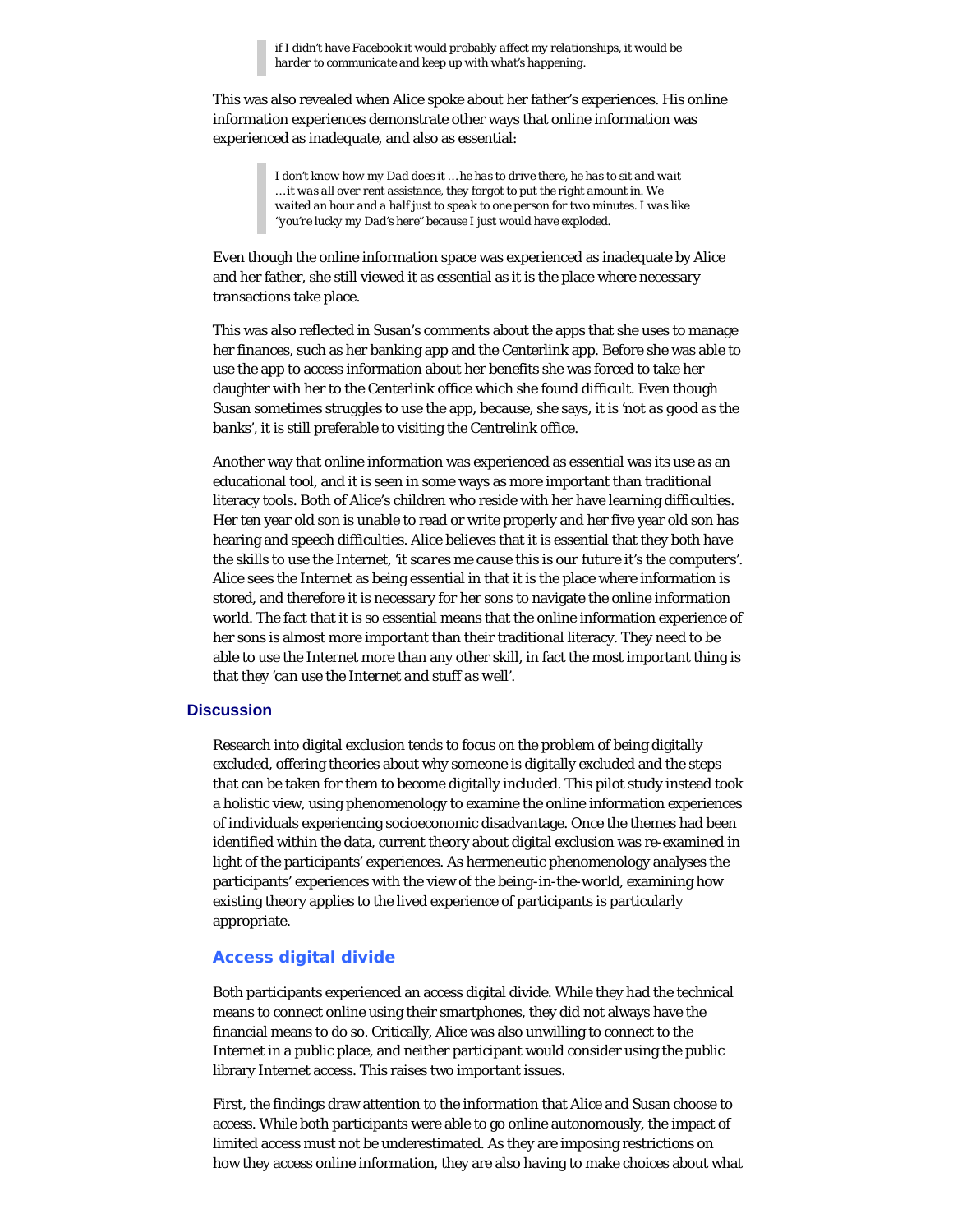> *if I didn't have Facebook it would probably affect my relationships, it would be harder to communicate and keep up with what's happening.*

This was also revealed when Alice spoke about her father's experiences. His online information experiences demonstrate other ways that online information was experienced as inadequate, and also as essential:

> *I don't know how my Dad does it ... he has to drive there, he has to sit and wait ... it was all over rent assistance, they forgot to put the right amount in. We waited an hour and a half just to speak to one person for two minutes. I was like "you're lucky my Dad's here" because I just would have exploded.*

Even though the online information space was experienced as inadequate by Alice and her father, she still viewed it as essential as it is the place where necessary transactions take place.

This was also reflected in Susan's comments about the apps that she uses to manage her finances, such as her banking app and the Centerlink app. Before she was able to use the app to access information about her benefits she was forced to take her daughter with her to the Centerlink office which she found difficult. Even though Susan sometimes struggles to use the app, because, she says, it is *'not as good as the banks'*, it is still preferable to visiting the Centrelink office.

Another way that online information was experienced as essential was its use as an educational tool, and it is seen in some ways as more important than traditional literacy tools. Both of Alice's children who reside with her have learning difficulties. Her ten year old son is unable to read or write properly and her five year old son has hearing and speech difficulties. Alice believes that it is essential that they both have the skills to use the Internet, *'it scares me cause this is our future it's the computers'*. Alice sees the Internet as being essential in that it is the place where information is stored, and therefore it is necessary for her sons to navigate the online information world. The fact that it is so essential means that the online information experience of her sons is almost more important than their traditional literacy. They need to be able to use the Internet more than any other skill, in fact the most important thing is that they *'can use the Internet and stuff as well'*.

## Discussion

Research into digital exclusion tends to focus on the problem of being digitally excluded, offering theories about why someone is digitally excluded and the steps that can be taken for them to become digitally included. This pilot study instead took a holistic view, using phenomenology to examine the online information experiences of individuals experiencing socioeconomic disadvantage. Once the themes had been identified within the data, current theory about digital exclusion was re-examined in light of the participants' experiences. As hermeneutic phenomenology analyses the participants' experiences with the view of the being-in-the-world, examining how existing theory applies to the lived experience of participants is particularly appropriate.

### Access digital divide

Both participants experienced an access digital divide. While they had the technical means to connect online using their smartphones, they did not always have the financial means to do so. Critically, Alice was also unwilling to connect to the Internet in a public place, and neither participant would consider using the public library Internet access. This raises two important issues.

First, the findings draw attention to the information that Alice and Susan choose to access. While both participants were able to go online autonomously, the impact of limited access must not be underestimated. As they are imposing restrictions on how they access online information, they are also having to make choices about what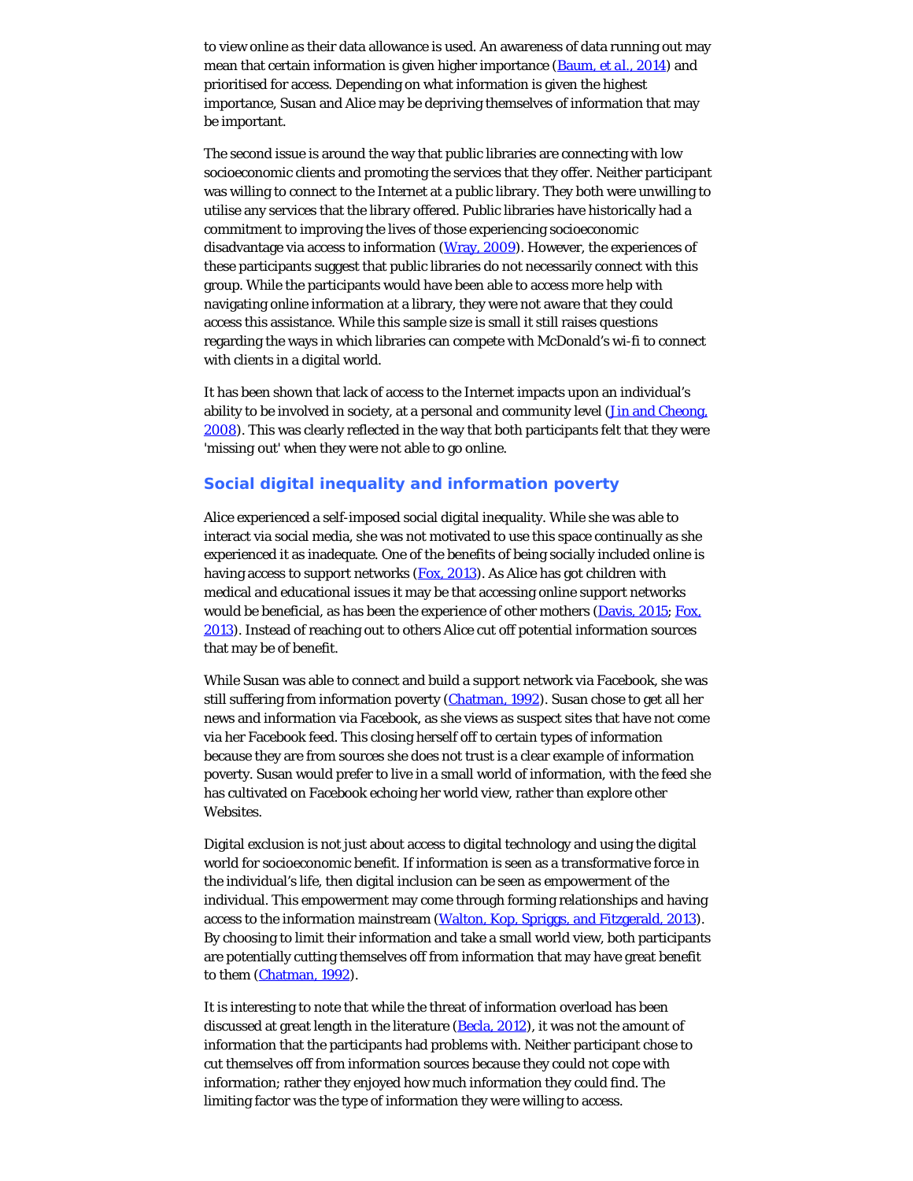to view online as their data allowance is used. An awareness of data running out may mean that certain information is given higher importance (Baum, et al., 2014) and prioritised for access. Depending on what information is given the highest importance, Susan and Alice may be depriving themselves of information that may be important.

The second issue is around the way that public libraries are connecting with low socioeconomic clients and promoting the services that they offer. Neither participant was willing to connect to the Internet at a public library. They both were unwilling to utilise any services that the library offered. Public libraries have historically had a commitment to improving the lives of those experiencing socioeconomic disadvantage via access to information (Wray, 2009). However, the experiences of these participants suggest that public libraries do not necessarily connect with this group. While the participants would have been able to access more help with navigating online information at a library, they were not aware that they could access this assistance. While this sample size is small it still raises questions regarding the ways in which libraries can compete with McDonald's wi-fi to connect with clients in a digital world.

It has been shown that lack of access to the Internet impacts upon an individual's ability to be involved in society, at a personal and community level (Jin and Cheong, 2008). This was clearly reflected in the way that both participants felt that they were 'missing out' when they were not able to go online.

## Social digital inequality and information poverty

Alice experienced a self-imposed social digital inequality. While she was able to interact via social media, she was not motivated to use this space continually as she experienced it as inadequate. One of the benefits of being socially included online is having access to support networks (Fox, 2013). As Alice has got children with medical and educational issues it may be that accessing online support networks would be beneficial, as has been the experience of other mothers (Davis, 2015; Fox, 2013). Instead of reaching out to others Alice cut off potential information sources that may be of benefit.

While Susan was able to connect and build a support network via Facebook, she was still suffering from information poverty (Chatman, 1992). Susan chose to get all her news and information via Facebook, as she views as suspect sites that have not come via her Facebook feed. This closing herself off to certain types of information because they are from sources she does not trust is a clear example of information poverty. Susan would prefer to live in a small world of information, with the feed she has cultivated on Facebook echoing her world view, rather than explore other Websites.

Digital exclusion is not just about access to digital technology and using the digital world for socioeconomic benefit. If information is seen as a transformative force in the individual's life, then digital inclusion can be seen as empowerment of the individual. This empowerment may come through forming relationships and having access to the information mainstream (Walton, Kop, Spriggs, and Fitzgerald, 2013). By choosing to limit their information and take a small world view, both participants are potentially cutting themselves off from information that may have great benefit to them (Chatman, 1992).

It is interesting to note that while the threat of information overload has been discussed at great length in the literature (Becla, 2012), it was not the amount of information that the participants had problems with. Neither participant chose to cut themselves off from information sources because they could not cope with information; rather they enjoyed how much information they could find. The limiting factor was the type of information they were willing to access.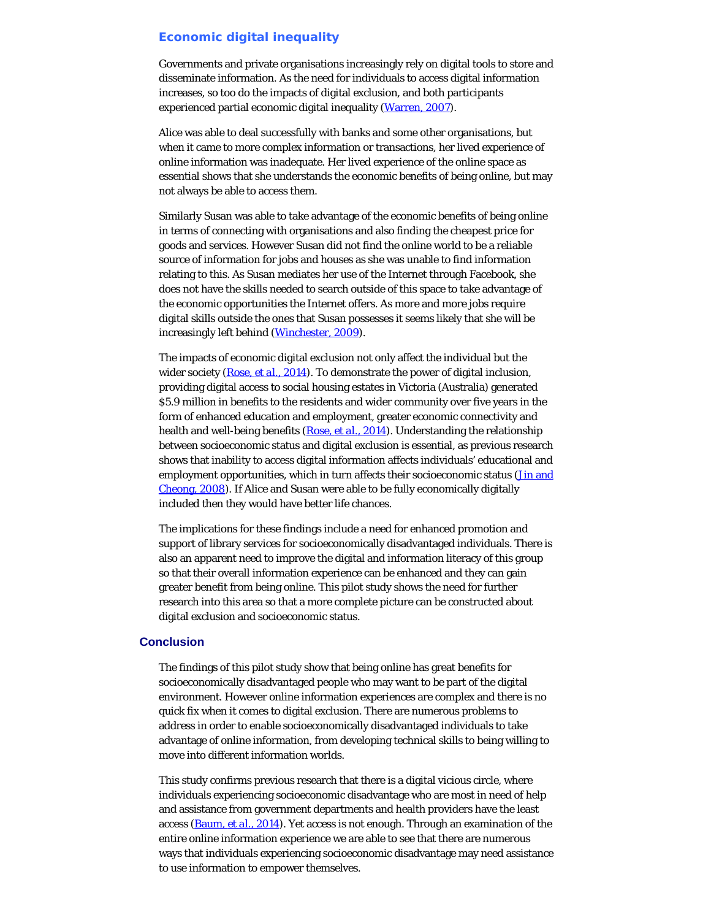### Economic digital inequality

Governments and private organisations increasingly rely on digital tools to store and disseminate information. As the need for individuals to access digital information increases, so too do the impacts of digital exclusion, and both participants experienced partial economic digital inequality (Warren, 2007).

Alice was able to deal successfully with banks and some other organisations, but when it came to more complex information or transactions, her lived experience of online information was inadequate. Her lived experience of the online space as essential shows that she understands the economic benefits of being online, but may not always be able to access them.

Similarly Susan was able to take advantage of the economic benefits of being online in terms of connecting with organisations and also finding the cheapest price for goods and services. However Susan did not find the online world to be a reliable source of information for jobs and houses as she was unable to find information relating to this. As Susan mediates her use of the Internet through Facebook, she does not have the skills needed to search outside of this space to take advantage of the economic opportunities the Internet offers. As more and more jobs require digital skills outside the ones that Susan possesses it seems likely that she will be increasingly left behind (Winchester, 2009).

The impacts of economic digital exclusion not only affect the individual but the wider society (Rose, et al., 2014). To demonstrate the power of digital inclusion, providing digital access to social housing estates in Victoria (Australia) generated $5.9 million in benefits to the residents and wider community over five years in the form of enhanced education and employment, greater economic connectivity and health and well-being benefits (Rose, et al., 2014). Understanding the relationship between socioeconomic status and digital exclusion is essential, as previous research shows that inability to access digital information affects individuals' educational and employment opportunities, which in turn affects their socioeconomic status (Jin and Cheong, 2008). If Alice and Susan were able to be fully economically digitally included then they would have better life chances.

The implications for these findings include a need for enhanced promotion and support of library services for socioeconomically disadvantaged individuals. There is also an apparent need to improve the digital and information literacy of this group so that their overall information experience can be enhanced and they can gain greater benefit from being online. This pilot study shows the need for further research into this area so that a more complete picture can be constructed about digital exclusion and socioeconomic status.

## Conclusion

The findings of this pilot study show that being online has great benefits for socioeconomically disadvantaged people who may want to be part of the digital environment. However online information experiences are complex and there is no quick fix when it comes to digital exclusion. There are numerous problems to address in order to enable socioeconomically disadvantaged individuals to take advantage of online information, from developing technical skills to being willing to move into different information worlds.

This study confirms previous research that there is a digital vicious circle, where individuals experiencing socioeconomic disadvantage who are most in need of help and assistance from government departments and health providers have the least access (Baum, et al., 2014). Yet access is not enough. Through an examination of the entire online information experience we are able to see that there are numerous ways that individuals experiencing socioeconomic disadvantage may need assistance to use information to empower themselves.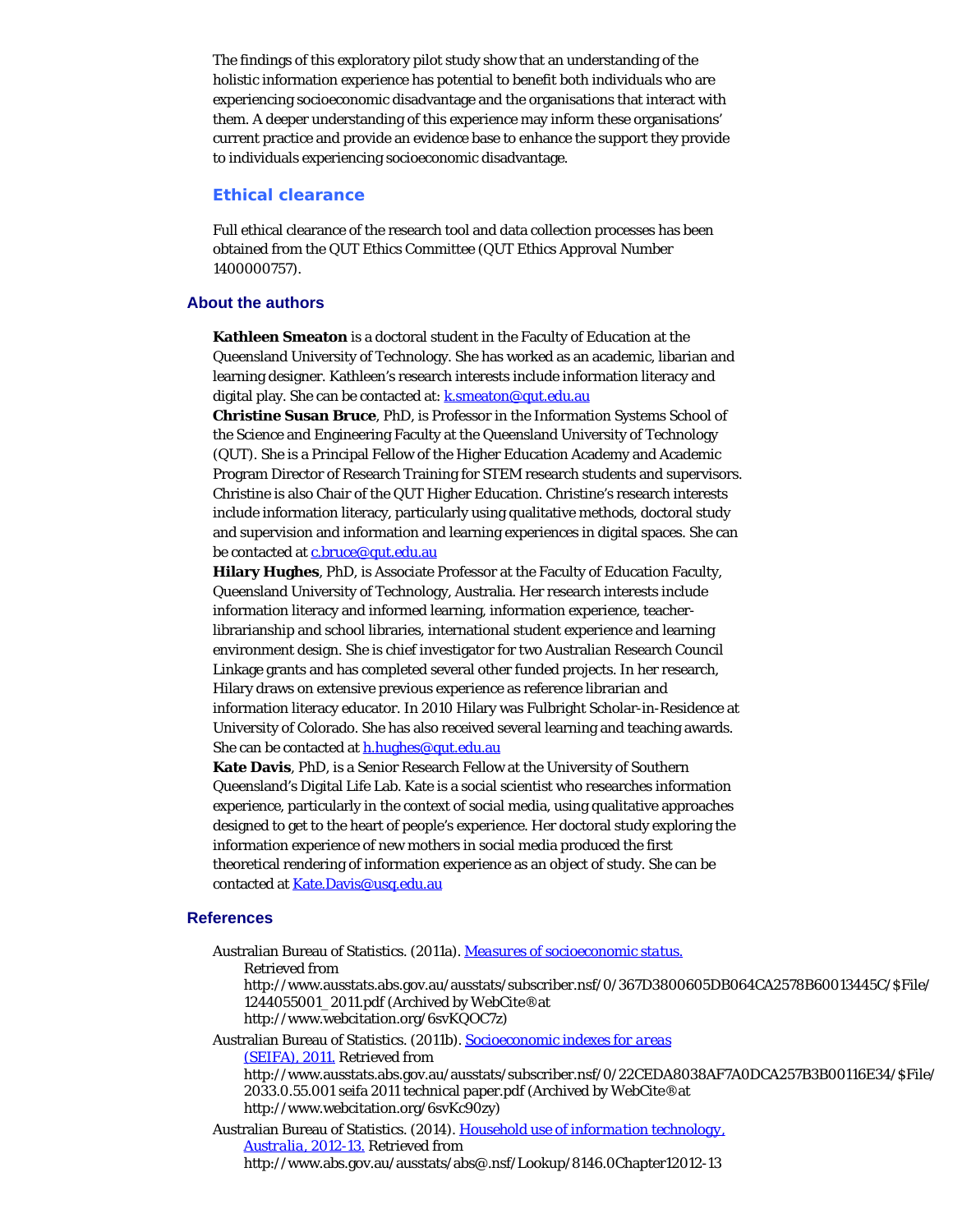The findings of this exploratory pilot study show that an understanding of the holistic information experience has potential to benefit both individuals who are experiencing socioeconomic disadvantage and the organisations that interact with them. A deeper understanding of this experience may inform these organisations' current practice and provide an evidence base to enhance the support they provide to individuals experiencing socioeconomic disadvantage.

### Ethical clearance

Full ethical clearance of the research tool and data collection processes has been obtained from the QUT Ethics Committee (QUT Ethics Approval Number 1400000757).

## About the authors

**Kathleen Smeaton** is a doctoral student in the Faculty of Education at the Queensland University of Technology. She has worked as an academic, libarian and learning designer. Kathleen's research interests include information literacy and digital play. She can be contacted at: k.smeaton@qut.edu.au

**Christine Susan Bruce**, PhD, is Professor in the Information Systems School of the Science and Engineering Faculty at the Queensland University of Technology (QUT). She is a Principal Fellow of the Higher Education Academy and Academic Program Director of Research Training for STEM research students and supervisors. Christine is also Chair of the QUT Higher Education. Christine's research interests include information literacy, particularly using qualitative methods, doctoral study and supervision and information and learning experiences in digital spaces. She can be contacted at c.bruce@qut.edu.au

**Hilary Hughes**, PhD, is Associate Professor at the Faculty of Education Faculty, Queensland University of Technology, Australia. Her research interests include information literacy and informed learning, information experience, teacher-librarianship and school libraries, international student experience and learning environment design. She is chief investigator for two Australian Research Council Linkage grants and has completed several other funded projects. In her research, Hilary draws on extensive previous experience as reference librarian and information literacy educator. In 2010 Hilary was Fulbright Scholar-in-Residence at University of Colorado. She has also received several learning and teaching awards. She can be contacted at h.hughes@qut.edu.au

**Kate Davis**, PhD, is a Senior Research Fellow at the University of Southern Queensland's Digital Life Lab. Kate is a social scientist who researches information experience, particularly in the context of social media, using qualitative approaches designed to get to the heart of people's experience. Her doctoral study exploring the information experience of new mothers in social media produced the first theoretical rendering of information experience as an object of study. She can be contacted at Kate.Davis@usq.edu.au

## References

- Australian Bureau of Statistics. (2011a). *Measures of socioeconomic status.* Retrieved from http://www.ausstats.abs.gov.au/ausstats/subscriber.nsf/0/367D3800605DB064CA2578B60013445C/$File/1244055001_2011.pdf (Archived by WebCite® at http://www.webcitation.org/6svKQOC7z)
- Australian Bureau of Statistics. (2011b). *Socioeconomic indexes for areas (SEIFA), 2011.* Retrieved from http://www.ausstats.abs.gov.au/ausstats/subscriber.nsf/0/22CEDA8038AF7A0DCA257B3B00116E34/$File/2033.0.55.001 seifa 2011 technical paper.pdf (Archived by WebCite® at http://www.webcitation.org/6svKc90zy)
- Australian Bureau of Statistics. (2014). *Household use of information technology, Australia, 2012-13.* Retrieved from http://www.abs.gov.au/ausstats/abs@.nsf/Lookup/8146.0Chapter12012-13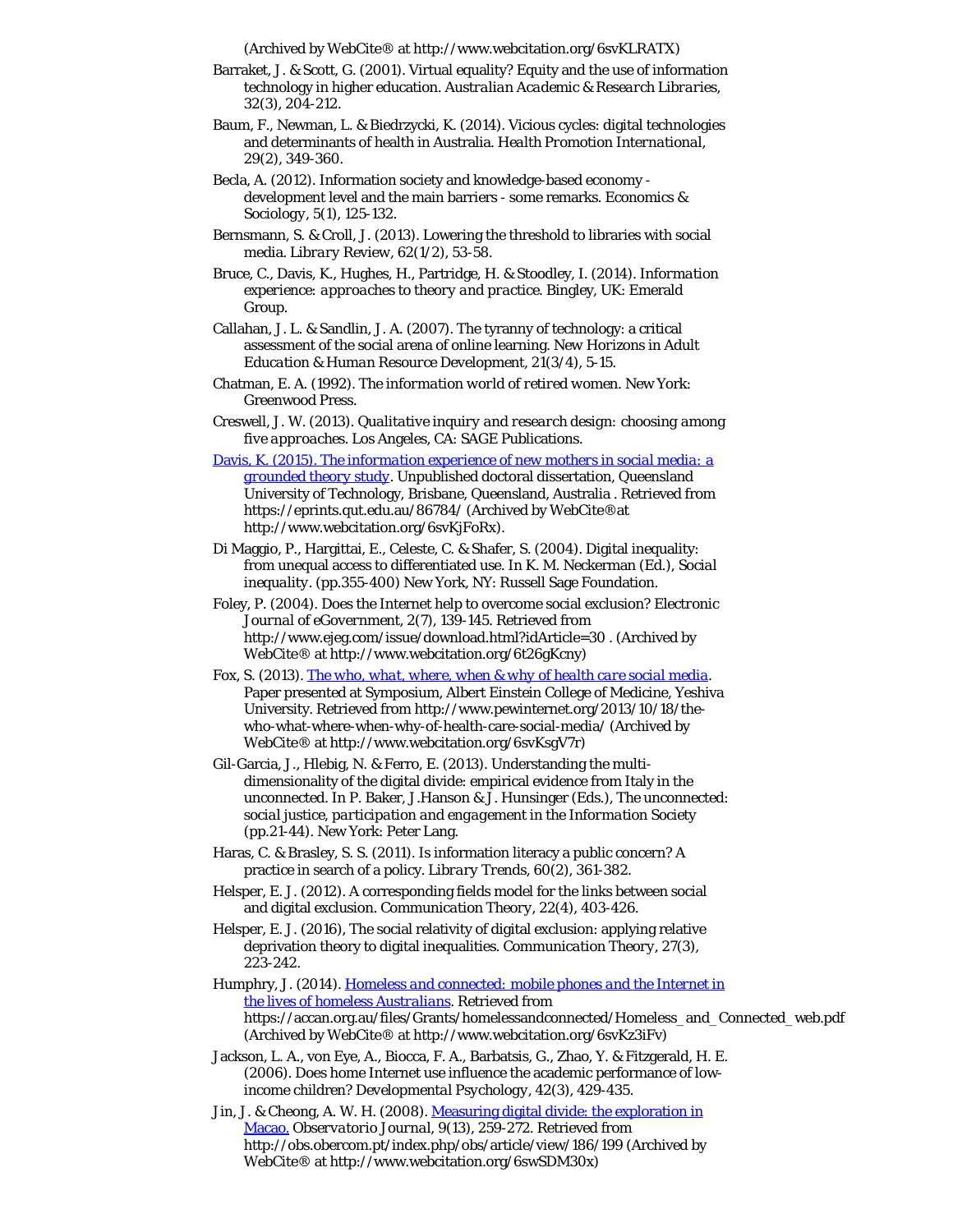(Archived by WebCite® at http://www.webcitation.org/6svKLRATX)

Barraket, J. & Scott, G. (2001). Virtual equality? Equity and the use of information technology in higher education. *Australian Academic & Research Libraries*, 32(3), 204-212.

Baum, F., Newman, L. & Biedrzycki, K. (2014). Vicious cycles: digital technologies and determinants of health in Australia. *Health Promotion International*, 29(2), 349-360.

Becla, A. (2012). Information society and knowledge-based economy - development level and the main barriers - some remarks. Economics & Sociology, 5(1), 125-132.

Bernsmann, S. & Croll, J. (2013). Lowering the threshold to libraries with social media. *Library Review*, 62(1/2), 53-58.

Bruce, C., Davis, K., Hughes, H., Partridge, H. & Stoodley, I. (2014). *Information experience: approaches to theory and practice*. Bingley, UK: Emerald Group.

Callahan, J. L. & Sandlin, J. A. (2007). The tyranny of technology: a critical assessment of the social arena of online learning. New Horizons in Adult Education & Human Resource Development, 21(3/4), 5-15.

Chatman, E. A. (1992). *The information world of retired women*. New York: Greenwood Press.

Creswell, J. W. (2013). *Qualitative inquiry and research design: choosing among five approaches*. Los Angeles, CA: SAGE Publications.

Davis, K. (2015). *The information experience of new mothers in social media: a grounded theory study*. Unpublished doctoral dissertation, Queensland University of Technology, Brisbane, Queensland, Australia . Retrieved from https://eprints.qut.edu.au/86784/ (Archived by WebCite® at http://www.webcitation.org/6svKjFoRx).

Di Maggio, P., Hargittai, E., Celeste, C. & Shafer, S. (2004). Digital inequality: from unequal access to differentiated use. In K. M. Neckerman (Ed.), *Social inequality*. (pp.355-400) New York, NY: Russell Sage Foundation.

Foley, P. (2004). Does the Internet help to overcome social exclusion? *Electronic Journal of eGovernment*, 2(7), 139-145. Retrieved from http://www.ejeg.com/issue/download.html?idArticle=30 . (Archived by WebCite® at http://www.webcitation.org/6t26gKcny)

Fox, S. (2013). *The who, what, where, when & why of health care social media*. Paper presented at Symposium, Albert Einstein College of Medicine, Yeshiva University. Retrieved from http://www.pewinternet.org/2013/10/18/the-who-what-where-when-why-of-health-care-social-media/ (Archived by WebCite® at http://www.webcitation.org/6svKsgV7r)

Gil-Garcia, J., Hlebig, N. & Ferro, E. (2013). Understanding the multi-dimensionality of the digital divide: empirical evidence from Italy in the unconnected. In P. Baker, J.Hanson & J. Hunsinger (Eds.), The unconnected: *social justice, participation and engagement in the Information Society* (pp.21-44). New York: Peter Lang.

Haras, C. & Brasley, S. S. (2011). Is information literacy a public concern? A practice in search of a policy. *Library Trends*, 60(2), 361-382.

Helsper, E. J. (2012). A corresponding fields model for the links between social and digital exclusion. *Communication Theory*, 22(4), 403-426.

Helsper, E. J. (2016), The social relativity of digital exclusion: applying relative deprivation theory to digital inequalities. *Communication Theory*, 27(3), 223-242.

Humphry, J. (2014). *Homeless and connected: mobile phones and the Internet in the lives of homeless Australians*. Retrieved from https://accan.org.au/files/Grants/homelessandconnected/Homeless_and_Connected_web.pdf (Archived by WebCite® at http://www.webcitation.org/6svKz3iFv)

Jackson, L. A., von Eye, A., Biocca, F. A., Barbatsis, G., Zhao, Y. & Fitzgerald, H. E. (2006). Does home Internet use influence the academic performance of low-income children? *Developmental Psychology*, 42(3), 429-435.

Jin, J. & Cheong, A. W. H. (2008). Measuring digital divide: the exploration in Macao. *Observatorio Journal*, 9(13), 259-272. Retrieved from http://obs.obercom.pt/index.php/obs/article/view/186/199 (Archived by WebCite® at http://www.webcitation.org/6swSDM30x)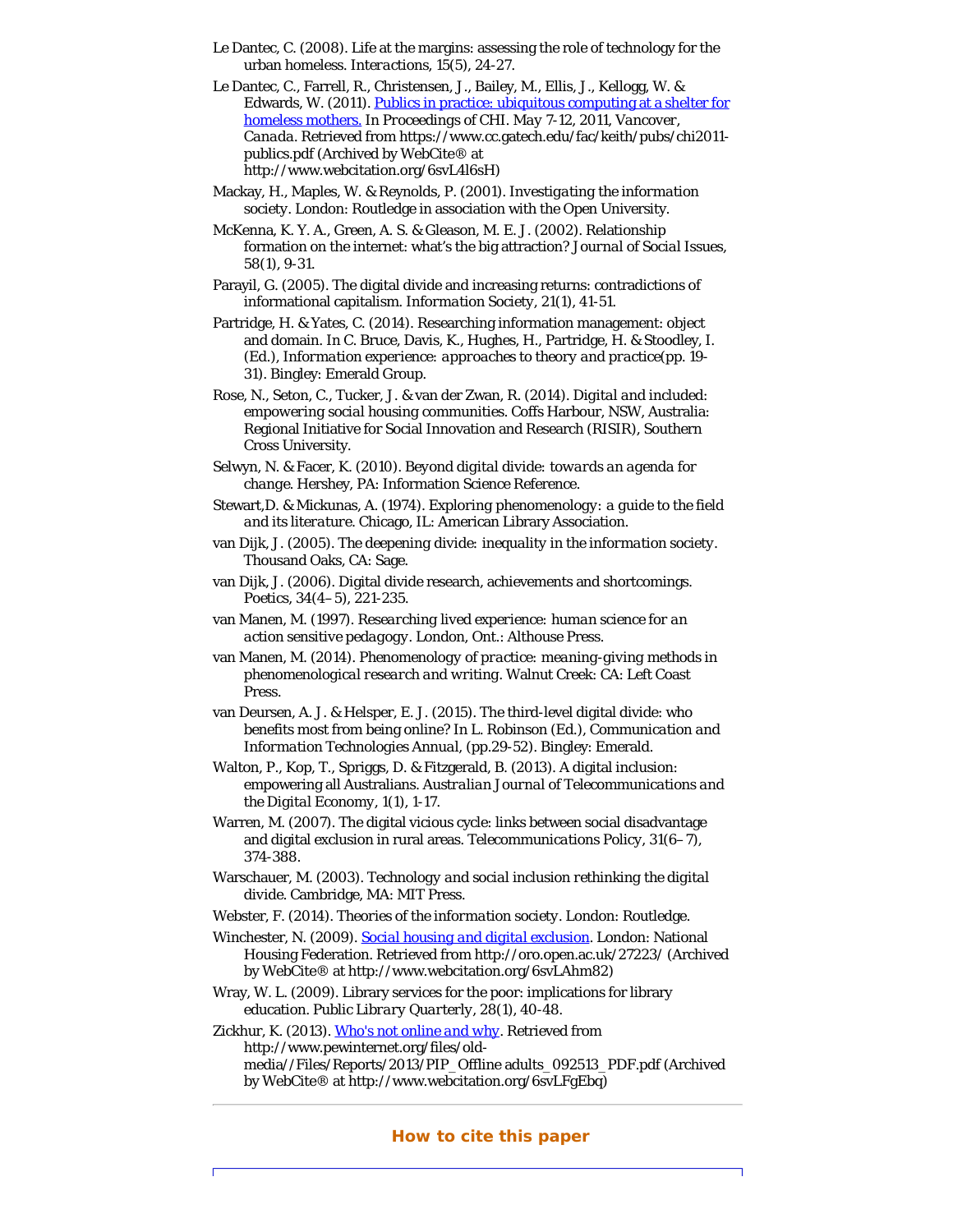Le Dantec, C. (2008). Life at the margins: assessing the role of technology for the urban homeless. *Interactions*, 15(5), 24-27.

Le Dantec, C., Farrell, R., Christensen, J., Bailey, M., Ellis, J., Kellogg, W. & Edwards, W. (2011). [Publics in practice: ubiquitous computing at a shelter for homeless mothers.](https://www.cc.gatech.edu/fac/keith/pubs/chi2011-publics.pdf) In *Proceedings of CHI. May 7-12, 2011, Vancover, Canada*. Retrieved from https://www.cc.gatech.edu/fac/keith/pubs/chi2011-publics.pdf (Archived by WebCite® at http://www.webcitation.org/6svL4l6sH)

Mackay, H., Maples, W. & Reynolds, P. (2001). *Investigating the information society*. London: Routledge in association with the Open University.

McKenna, K. Y. A., Green, A. S. & Gleason, M. E. J. (2002). Relationship formation on the internet: what's the big attraction? *Journal of Social Issues*, 58(1), 9-31.

Parayil, G. (2005). The digital divide and increasing returns: contradictions of informational capitalism. *Information Society*, 21(1), 41-51.

Partridge, H. & Yates, C. (2014). Researching information management: object and domain. In C. Bruce, Davis, K., Hughes, H., Partridge, H. & Stoodley, I. (Ed.), *Information experience: approaches to theory and practice*(pp. 19-31). Bingley: Emerald Group.

Rose, N., Seton, C., Tucker, J. & van der Zwan, R. (2014). *Digital and included: empowering social housing communities*. Coffs Harbour, NSW, Australia: Regional Initiative for Social Innovation and Research (RISIR), Southern Cross University.

Selwyn, N. & Facer, K. (2010). *Beyond digital divide: towards an agenda for change*. Hershey, PA: Information Science Reference.

Stewart,D. & Mickunas, A. (1974). *Exploring phenomenology: a guide to the field and its literature*. Chicago, IL: American Library Association.

van Dijk, J. (2005). *The deepening divide: inequality in the information society*. Thousand Oaks, CA: Sage.

van Dijk, J. (2006). Digital divide research, achievements and shortcomings. *Poetics*, 34(4–5), 221-235.

van Manen, M. (1997). *Researching lived experience: human science for an action sensitive pedagogy*. London, Ont.: Althouse Press.

van Manen, M. (2014). *Phenomenology of practice: meaning-giving methods in phenomenological research and writing*. Walnut Creek: CA: Left Coast Press.

van Deursen, A. J. & Helsper, E. J. (2015). The third-level digital divide: who benefits most from being online? In L. Robinson (Ed.), *Communication and Information Technologies Annual*, (pp.29-52). Bingley: Emerald.

Walton, P., Kop, T., Spriggs, D. & Fitzgerald, B. (2013). A digital inclusion: empowering all Australians. *Australian Journal of Telecommunications and the Digital Economy*, 1(1), 1-17.

Warren, M. (2007). The digital vicious cycle: links between social disadvantage and digital exclusion in rural areas. *Telecommunications Policy*, 31(6–7), 374-388.

Warschauer, M. (2003). *Technology and social inclusion rethinking the digital divide*. Cambridge, MA: MIT Press.

Webster, F. (2014). *Theories of the information society*. London: Routledge.

Winchester, N. (2009). [Social housing and digital exclusion](http://oro.open.ac.uk/27223/). London: National Housing Federation. Retrieved from http://oro.open.ac.uk/27223/ (Archived by WebCite® at http://www.webcitation.org/6svLAhm82)

Wray, W. L. (2009). Library services for the poor: implications for library education. *Public Library Quarterly*, 28(1), 40-48.

Zickhur, K. (2013). [Who's not online and why](http://www.pewinternet.org/files/old-media//Files/Reports/2013/PIP_Offline%20adults_092513_PDF.pdf). Retrieved from http://www.pewinternet.org/files/old-media//Files/Reports/2013/PIP_Offline adults_092513_PDF.pdf (Archived by WebCite® at http://www.webcitation.org/6svLFgEbq)

---

## How to cite this paper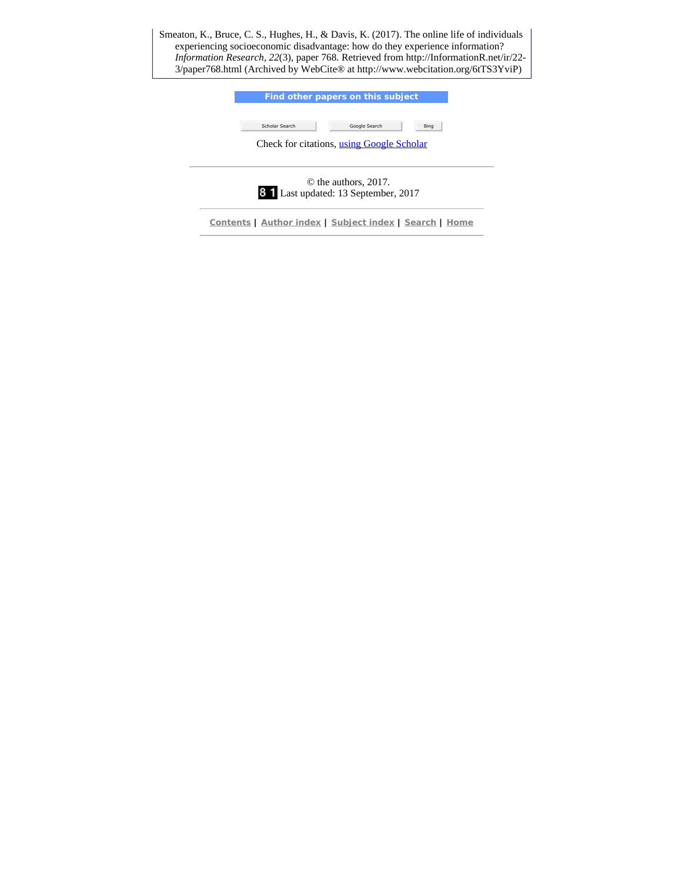Smeaton, K., Bruce, C. S., Hughes, H., & Davis, K. (2017). The online life of individuals experiencing socioeconomic disadvantage: how do they experience information? *Information Research*, *22*(3), paper 768. Retrieved from http://InformationR.net/ir/22-3/paper768.html (Archived by WebCite® at http://www.webcitation.org/6tTS3YviP)

**Find other papers on this subject**

Scholar Search | Google Search | Bing

Check for citations, using Google Scholar

---

© the authors, 2017.
Last updated: 13 September, 2017

---

**Contents** | **Author index** | **Subject index** | **Search** | **Home**

---